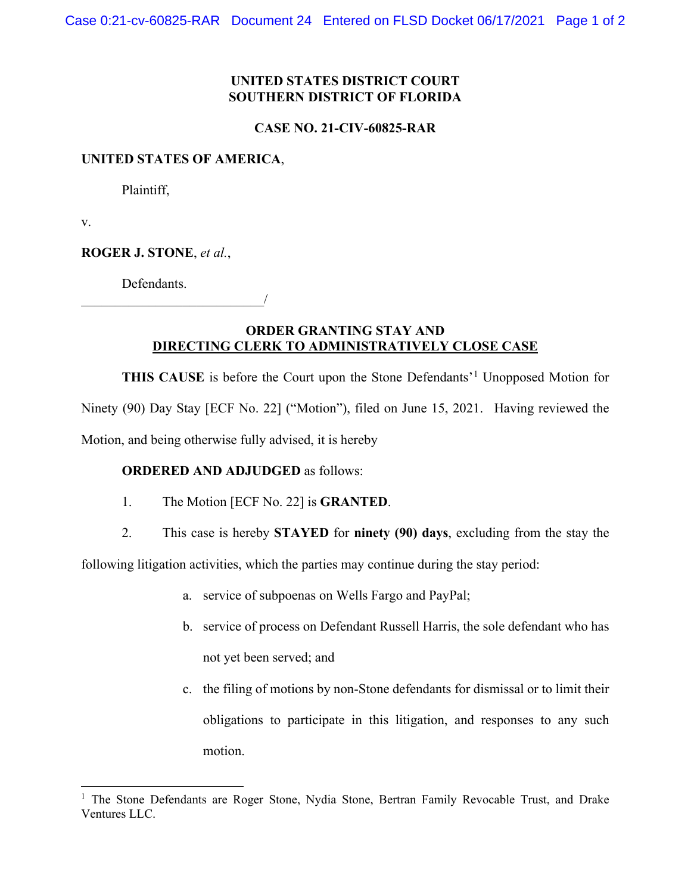**UNITED STATES DISTRICT COURT**
**SOUTHERN DISTRICT OF FLORIDA**

**CASE NO. 21-CIV-60825-RAR**

**UNITED STATES OF AMERICA**,

Plaintiff,

v.

**ROGER J. STONE**, *et al.*,

Defendants.
___________________________/

**ORDER GRANTING STAY AND**
**DIRECTING CLERK TO ADMINISTRATIVELY CLOSE CASE**

**THIS CAUSE** is before the Court upon the Stone Defendants'[1] Unopposed Motion for Ninety (90) Day Stay [ECF No. 22] ("Motion"), filed on June 15, 2021. Having reviewed the Motion, and being otherwise fully advised, it is hereby

**ORDERED AND ADJUDGED** as follows:

1. The Motion [ECF No. 22] is **GRANTED**.

2. This case is hereby **STAYED** for **ninety (90) days**, excluding from the stay the following litigation activities, which the parties may continue during the stay period:

    a. service of subpoenas on Wells Fargo and PayPal;

    b. service of process on Defendant Russell Harris, the sole defendant who has not yet been served; and

    c. the filing of motions by non-Stone defendants for dismissal or to limit their obligations to participate in this litigation, and responses to any such motion.

---

[1] The Stone Defendants are Roger Stone, Nydia Stone, Bertran Family Revocable Trust, and Drake Ventures LLC.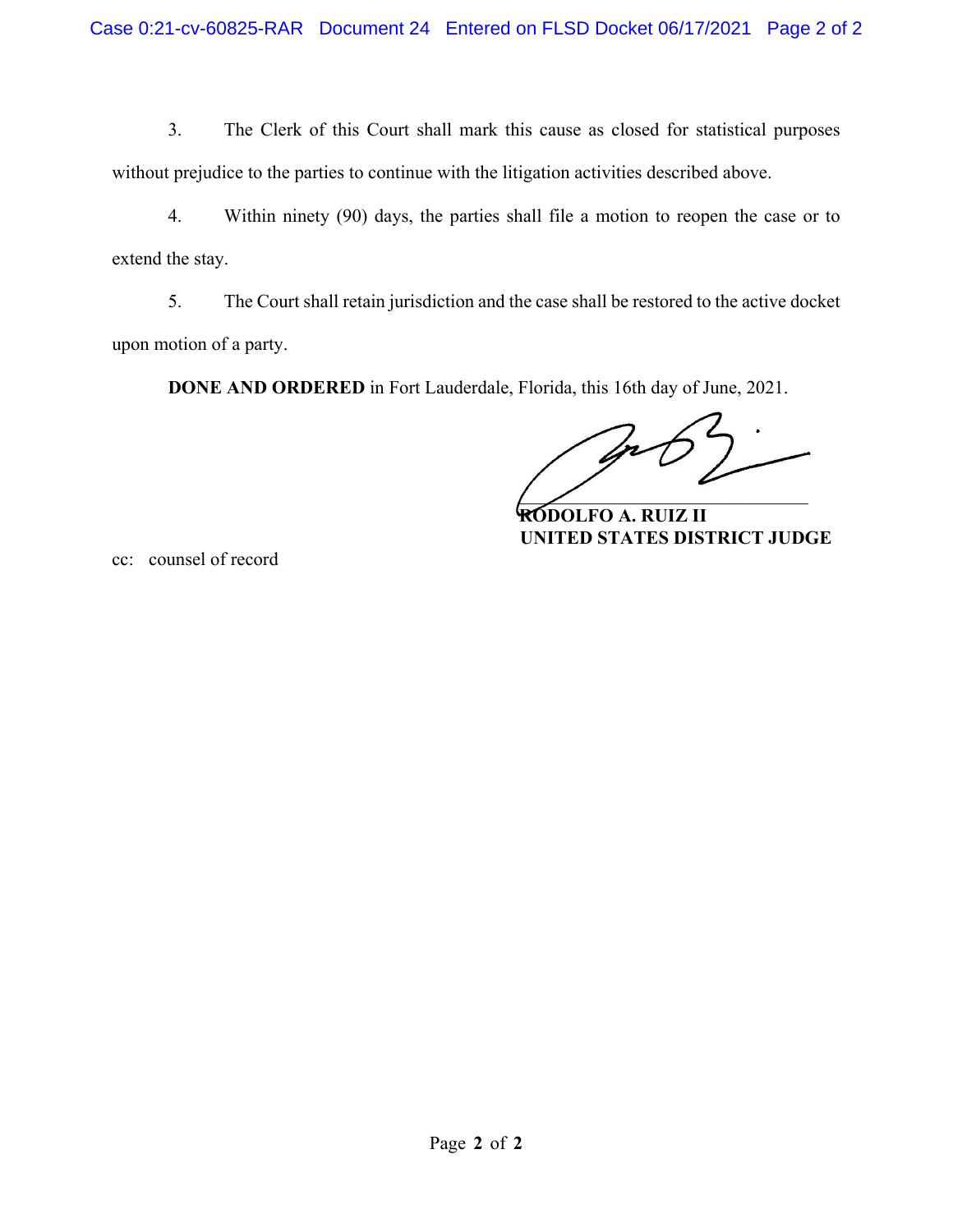3. The Clerk of this Court shall mark this cause as closed for statistical purposes without prejudice to the parties to continue with the litigation activities described above.

4. Within ninety (90) days, the parties shall file a motion to reopen the case or to extend the stay.

5. The Court shall retain jurisdiction and the case shall be restored to the active docket upon motion of a party.

**DONE AND ORDERED** in Fort Lauderdale, Florida, this 16th day of June, 2021.

**RODOLFO A. RUIZ II**
**UNITED STATES DISTRICT JUDGE**

cc: counsel of record